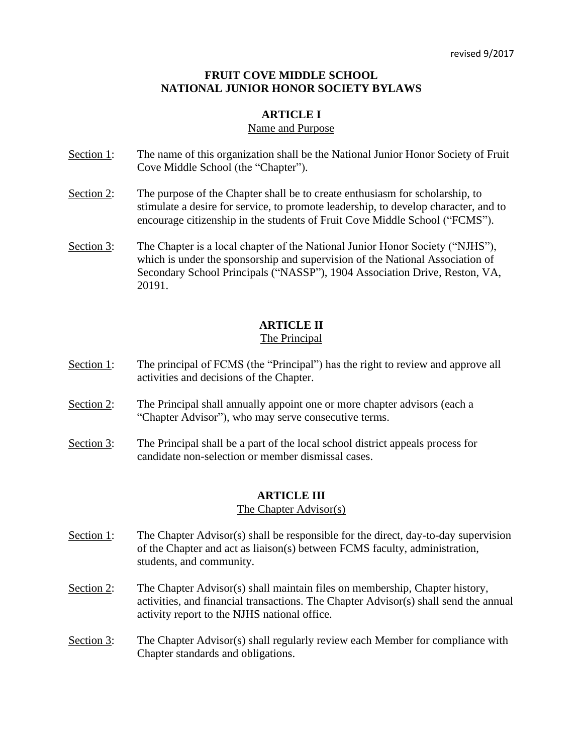revised 9/2017

# FRUIT COVE MIDDLE SCHOOL
# NATIONAL JUNIOR HONOR SOCIETY BYLAWS

## ARTICLE I
### Name and Purpose

Section 1: The name of this organization shall be the National Junior Honor Society of Fruit Cove Middle School (the "Chapter").

Section 2: The purpose of the Chapter shall be to create enthusiasm for scholarship, to stimulate a desire for service, to promote leadership, to develop character, and to encourage citizenship in the students of Fruit Cove Middle School ("FCMS").

Section 3: The Chapter is a local chapter of the National Junior Honor Society ("NJHS"), which is under the sponsorship and supervision of the National Association of Secondary School Principals ("NASSP"), 1904 Association Drive, Reston, VA, 20191.

## ARTICLE II
### The Principal

Section 1: The principal of FCMS (the "Principal") has the right to review and approve all activities and decisions of the Chapter.

Section 2: The Principal shall annually appoint one or more chapter advisors (each a "Chapter Advisor"), who may serve consecutive terms.

Section 3: The Principal shall be a part of the local school district appeals process for candidate non-selection or member dismissal cases.

## ARTICLE III
### The Chapter Advisor(s)

Section 1: The Chapter Advisor(s) shall be responsible for the direct, day-to-day supervision of the Chapter and act as liaison(s) between FCMS faculty, administration, students, and community.

Section 2: The Chapter Advisor(s) shall maintain files on membership, Chapter history, activities, and financial transactions. The Chapter Advisor(s) shall send the annual activity report to the NJHS national office.

Section 3: The Chapter Advisor(s) shall regularly review each Member for compliance with Chapter standards and obligations.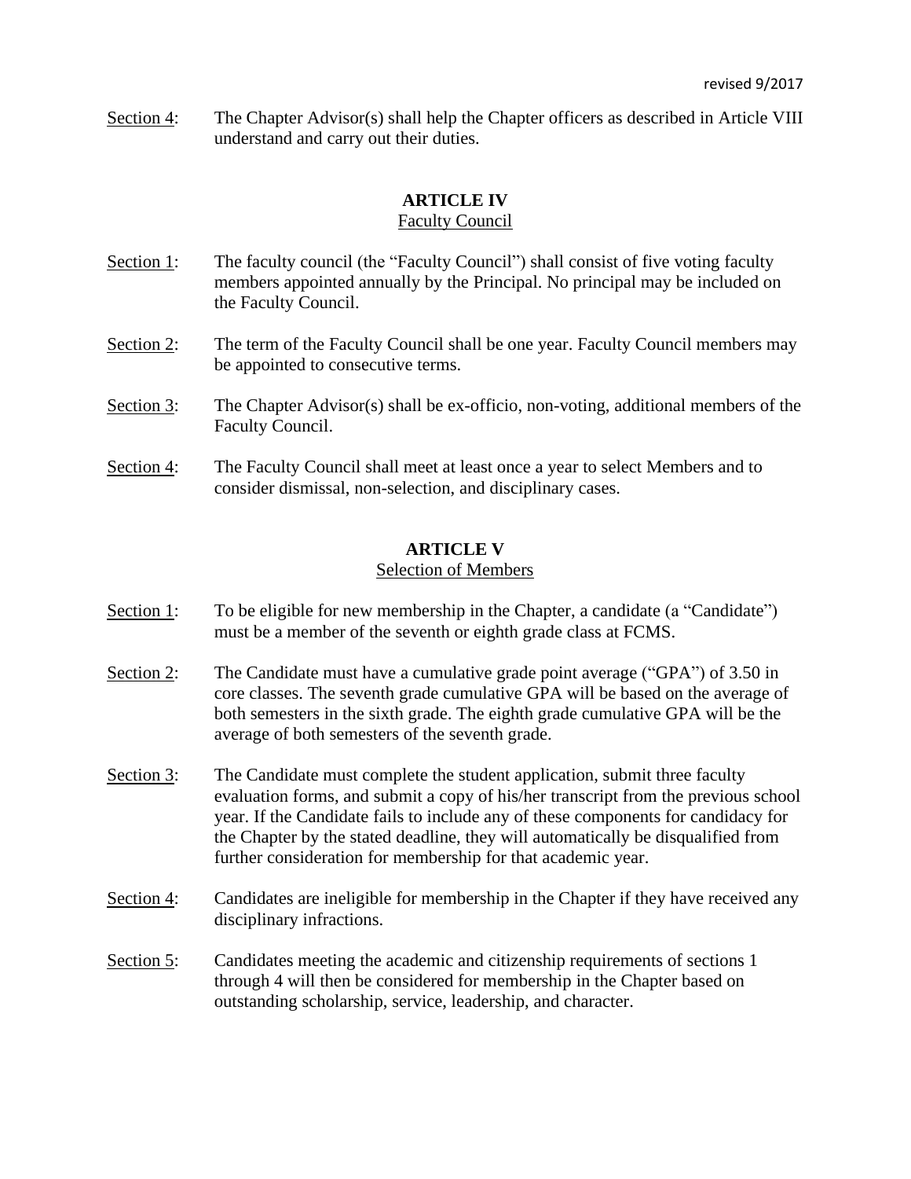Section 4: The Chapter Advisor(s) shall help the Chapter officers as described in Article VIII understand and carry out their duties.

## ARTICLE IV
### Faculty Council

Section 1: The faculty council (the "Faculty Council") shall consist of five voting faculty members appointed annually by the Principal. No principal may be included on the Faculty Council.

Section 2: The term of the Faculty Council shall be one year. Faculty Council members may be appointed to consecutive terms.

Section 3: The Chapter Advisor(s) shall be ex-officio, non-voting, additional members of the Faculty Council.

Section 4: The Faculty Council shall meet at least once a year to select Members and to consider dismissal, non-selection, and disciplinary cases.

## ARTICLE V
### Selection of Members

Section 1: To be eligible for new membership in the Chapter, a candidate (a "Candidate") must be a member of the seventh or eighth grade class at FCMS.

Section 2: The Candidate must have a cumulative grade point average ("GPA") of 3.50 in core classes. The seventh grade cumulative GPA will be based on the average of both semesters in the sixth grade. The eighth grade cumulative GPA will be the average of both semesters of the seventh grade.

Section 3: The Candidate must complete the student application, submit three faculty evaluation forms, and submit a copy of his/her transcript from the previous school year. If the Candidate fails to include any of these components for candidacy for the Chapter by the stated deadline, they will automatically be disqualified from further consideration for membership for that academic year.

Section 4: Candidates are ineligible for membership in the Chapter if they have received any disciplinary infractions.

Section 5: Candidates meeting the academic and citizenship requirements of sections 1 through 4 will then be considered for membership in the Chapter based on outstanding scholarship, service, leadership, and character.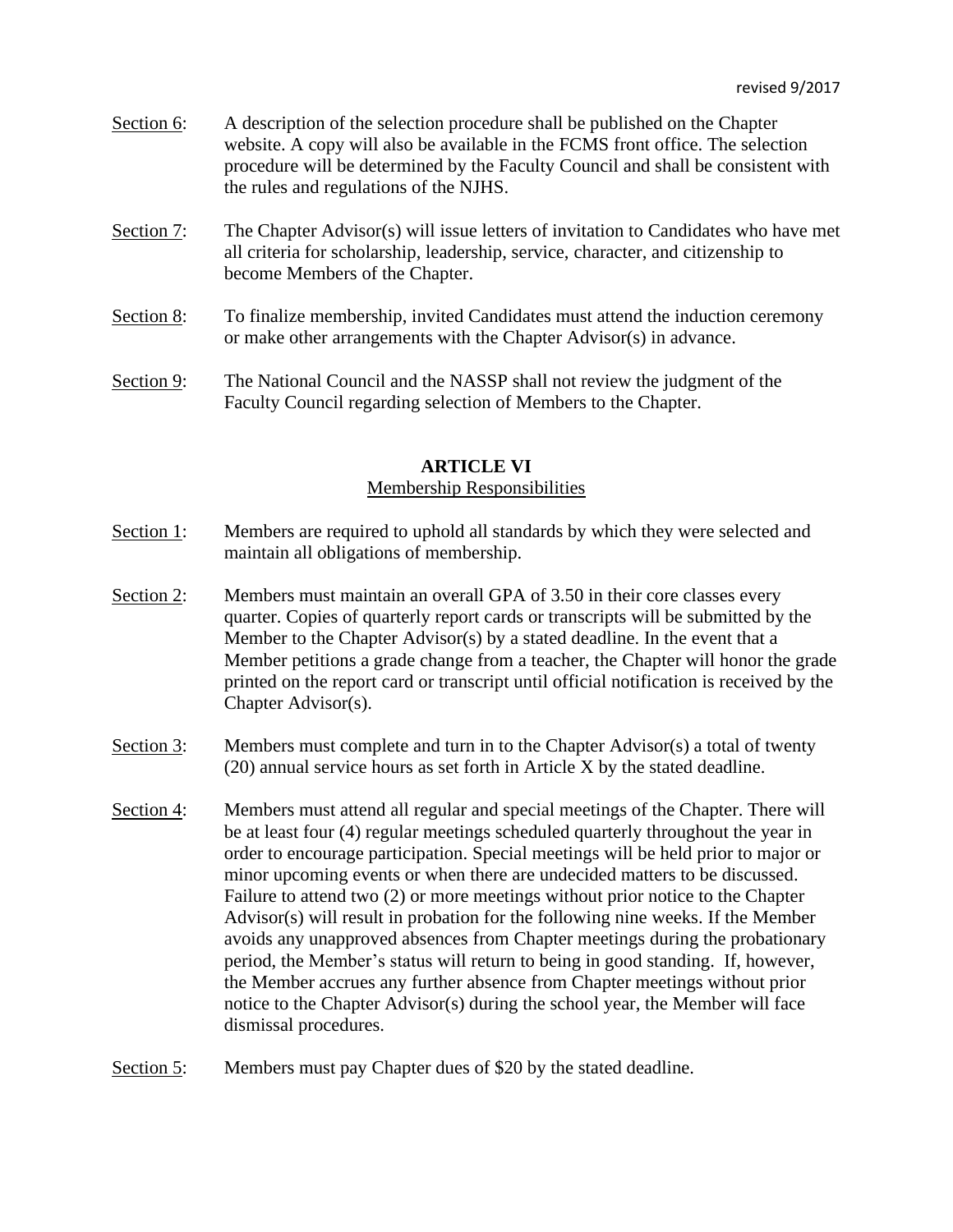Section 6: A description of the selection procedure shall be published on the Chapter website. A copy will also be available in the FCMS front office. The selection procedure will be determined by the Faculty Council and shall be consistent with the rules and regulations of the NJHS.

Section 7: The Chapter Advisor(s) will issue letters of invitation to Candidates who have met all criteria for scholarship, leadership, service, character, and citizenship to become Members of the Chapter.

Section 8: To finalize membership, invited Candidates must attend the induction ceremony or make other arrangements with the Chapter Advisor(s) in advance.

Section 9: The National Council and the NASSP shall not review the judgment of the Faculty Council regarding selection of Members to the Chapter.

## ARTICLE VI
### Membership Responsibilities

Section 1: Members are required to uphold all standards by which they were selected and maintain all obligations of membership.

Section 2: Members must maintain an overall GPA of 3.50 in their core classes every quarter. Copies of quarterly report cards or transcripts will be submitted by the Member to the Chapter Advisor(s) by a stated deadline. In the event that a Member petitions a grade change from a teacher, the Chapter will honor the grade printed on the report card or transcript until official notification is received by the Chapter Advisor(s).

Section 3: Members must complete and turn in to the Chapter Advisor(s) a total of twenty (20) annual service hours as set forth in Article X by the stated deadline.

Section 4: Members must attend all regular and special meetings of the Chapter. There will be at least four (4) regular meetings scheduled quarterly throughout the year in order to encourage participation. Special meetings will be held prior to major or minor upcoming events or when there are undecided matters to be discussed. Failure to attend two (2) or more meetings without prior notice to the Chapter Advisor(s) will result in probation for the following nine weeks. If the Member avoids any unapproved absences from Chapter meetings during the probationary period, the Member's status will return to being in good standing. If, however, the Member accrues any further absence from Chapter meetings without prior notice to the Chapter Advisor(s) during the school year, the Member will face dismissal procedures.

Section 5: Members must pay Chapter dues of $20 by the stated deadline.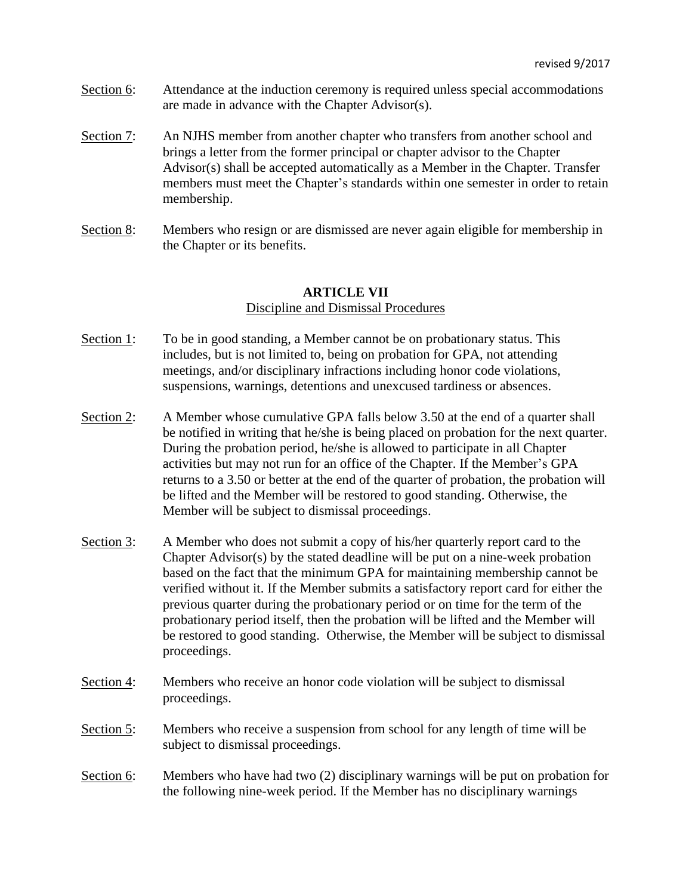Section 6: Attendance at the induction ceremony is required unless special accommodations are made in advance with the Chapter Advisor(s).

Section 7: An NJHS member from another chapter who transfers from another school and brings a letter from the former principal or chapter advisor to the Chapter Advisor(s) shall be accepted automatically as a Member in the Chapter. Transfer members must meet the Chapter's standards within one semester in order to retain membership.

Section 8: Members who resign or are dismissed are never again eligible for membership in the Chapter or its benefits.

## ARTICLE VII

Discipline and Dismissal Procedures

Section 1: To be in good standing, a Member cannot be on probationary status. This includes, but is not limited to, being on probation for GPA, not attending meetings, and/or disciplinary infractions including honor code violations, suspensions, warnings, detentions and unexcused tardiness or absences.

Section 2: A Member whose cumulative GPA falls below 3.50 at the end of a quarter shall be notified in writing that he/she is being placed on probation for the next quarter. During the probation period, he/she is allowed to participate in all Chapter activities but may not run for an office of the Chapter. If the Member's GPA returns to a 3.50 or better at the end of the quarter of probation, the probation will be lifted and the Member will be restored to good standing. Otherwise, the Member will be subject to dismissal proceedings.

Section 3: A Member who does not submit a copy of his/her quarterly report card to the Chapter Advisor(s) by the stated deadline will be put on a nine-week probation based on the fact that the minimum GPA for maintaining membership cannot be verified without it. If the Member submits a satisfactory report card for either the previous quarter during the probationary period or on time for the term of the probationary period itself, then the probation will be lifted and the Member will be restored to good standing. Otherwise, the Member will be subject to dismissal proceedings.

Section 4: Members who receive an honor code violation will be subject to dismissal proceedings.

Section 5: Members who receive a suspension from school for any length of time will be subject to dismissal proceedings.

Section 6: Members who have had two (2) disciplinary warnings will be put on probation for the following nine-week period. If the Member has no disciplinary warnings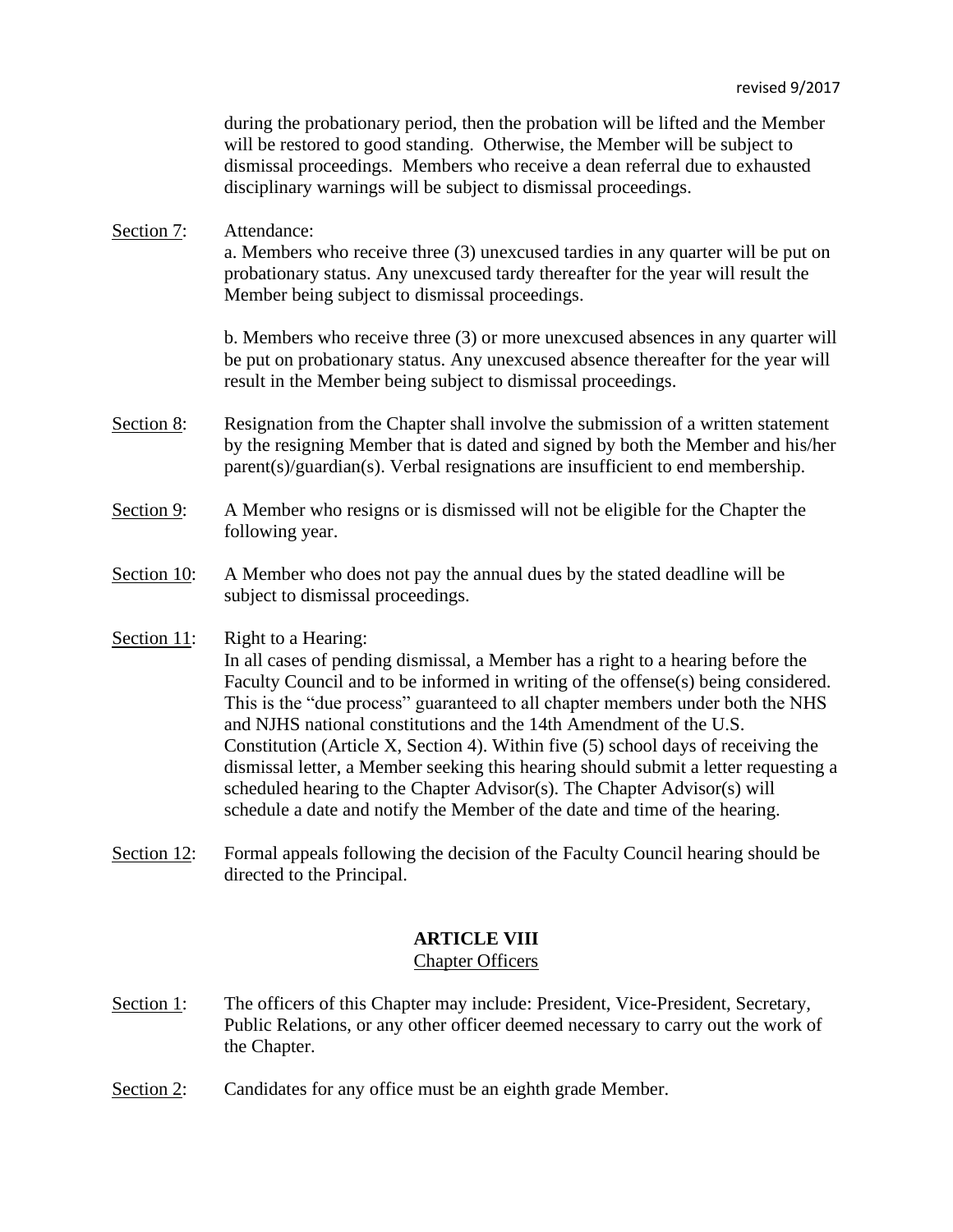during the probationary period, then the probation will be lifted and the Member will be restored to good standing. Otherwise, the Member will be subject to dismissal proceedings. Members who receive a dean referral due to exhausted disciplinary warnings will be subject to dismissal proceedings.

Section 7: Attendance:

a. Members who receive three (3) unexcused tardies in any quarter will be put on probationary status. Any unexcused tardy thereafter for the year will result the Member being subject to dismissal proceedings.

b. Members who receive three (3) or more unexcused absences in any quarter will be put on probationary status. Any unexcused absence thereafter for the year will result in the Member being subject to dismissal proceedings.

Section 8: Resignation from the Chapter shall involve the submission of a written statement by the resigning Member that is dated and signed by both the Member and his/her parent(s)/guardian(s). Verbal resignations are insufficient to end membership.

Section 9: A Member who resigns or is dismissed will not be eligible for the Chapter the following year.

Section 10: A Member who does not pay the annual dues by the stated deadline will be subject to dismissal proceedings.

Section 11: Right to a Hearing:

In all cases of pending dismissal, a Member has a right to a hearing before the Faculty Council and to be informed in writing of the offense(s) being considered. This is the "due process" guaranteed to all chapter members under both the NHS and NJHS national constitutions and the 14th Amendment of the U.S. Constitution (Article X, Section 4). Within five (5) school days of receiving the dismissal letter, a Member seeking this hearing should submit a letter requesting a scheduled hearing to the Chapter Advisor(s). The Chapter Advisor(s) will schedule a date and notify the Member of the date and time of the hearing.

Section 12: Formal appeals following the decision of the Faculty Council hearing should be directed to the Principal.

## ARTICLE VIII
### Chapter Officers

Section 1: The officers of this Chapter may include: President, Vice-President, Secretary, Public Relations, or any other officer deemed necessary to carry out the work of the Chapter.

Section 2: Candidates for any office must be an eighth grade Member.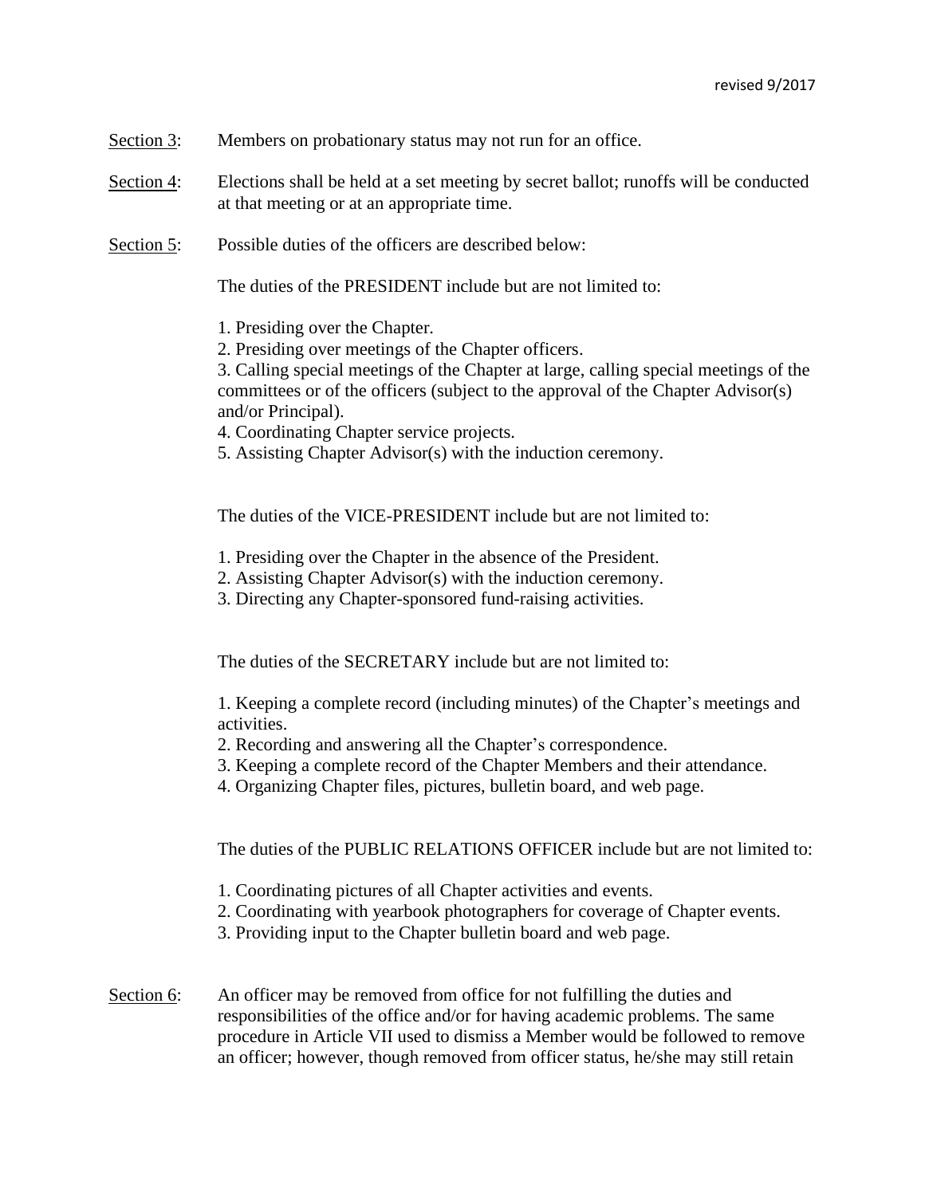<u>Section 3</u>: Members on probationary status may not run for an office.

<u>Section 4</u>: Elections shall be held at a set meeting by secret ballot; runoffs will be conducted at that meeting or at an appropriate time.

<u>Section 5</u>: Possible duties of the officers are described below:

The duties of the PRESIDENT include but are not limited to:

1. Presiding over the Chapter.
2. Presiding over meetings of the Chapter officers.
3. Calling special meetings of the Chapter at large, calling special meetings of the committees or of the officers (subject to the approval of the Chapter Advisor(s) and/or Principal).
4. Coordinating Chapter service projects.
5. Assisting Chapter Advisor(s) with the induction ceremony.

The duties of the VICE-PRESIDENT include but are not limited to:

1. Presiding over the Chapter in the absence of the President.
2. Assisting Chapter Advisor(s) with the induction ceremony.
3. Directing any Chapter-sponsored fund-raising activities.

The duties of the SECRETARY include but are not limited to:

1. Keeping a complete record (including minutes) of the Chapter's meetings and activities.
2. Recording and answering all the Chapter's correspondence.
3. Keeping a complete record of the Chapter Members and their attendance.
4. Organizing Chapter files, pictures, bulletin board, and web page.

The duties of the PUBLIC RELATIONS OFFICER include but are not limited to:

1. Coordinating pictures of all Chapter activities and events.
2. Coordinating with yearbook photographers for coverage of Chapter events.
3. Providing input to the Chapter bulletin board and web page.

<u>Section 6</u>: An officer may be removed from office for not fulfilling the duties and responsibilities of the office and/or for having academic problems. The same procedure in Article VII used to dismiss a Member would be followed to remove an officer; however, though removed from officer status, he/she may still retain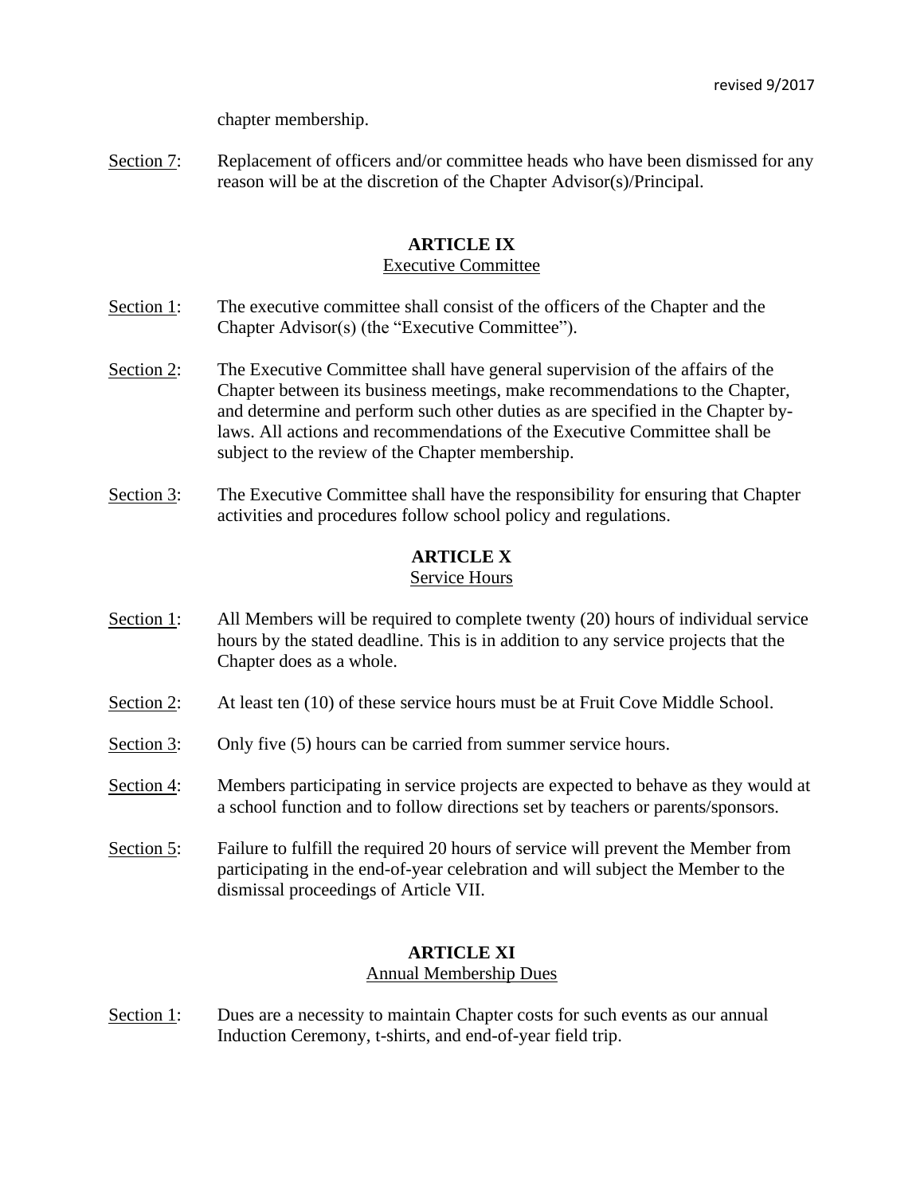chapter membership.

Section 7: Replacement of officers and/or committee heads who have been dismissed for any reason will be at the discretion of the Chapter Advisor(s)/Principal.

## ARTICLE IX
Executive Committee

Section 1: The executive committee shall consist of the officers of the Chapter and the Chapter Advisor(s) (the "Executive Committee").

Section 2: The Executive Committee shall have general supervision of the affairs of the Chapter between its business meetings, make recommendations to the Chapter, and determine and perform such other duties as are specified in the Chapter by-laws. All actions and recommendations of the Executive Committee shall be subject to the review of the Chapter membership.

Section 3: The Executive Committee shall have the responsibility for ensuring that Chapter activities and procedures follow school policy and regulations.

## ARTICLE X
Service Hours

Section 1: All Members will be required to complete twenty (20) hours of individual service hours by the stated deadline. This is in addition to any service projects that the Chapter does as a whole.

Section 2: At least ten (10) of these service hours must be at Fruit Cove Middle School.

Section 3: Only five (5) hours can be carried from summer service hours.

Section 4: Members participating in service projects are expected to behave as they would at a school function and to follow directions set by teachers or parents/sponsors.

Section 5: Failure to fulfill the required 20 hours of service will prevent the Member from participating in the end-of-year celebration and will subject the Member to the dismissal proceedings of Article VII.

## ARTICLE XI
Annual Membership Dues

Section 1: Dues are a necessity to maintain Chapter costs for such events as our annual Induction Ceremony, t-shirts, and end-of-year field trip.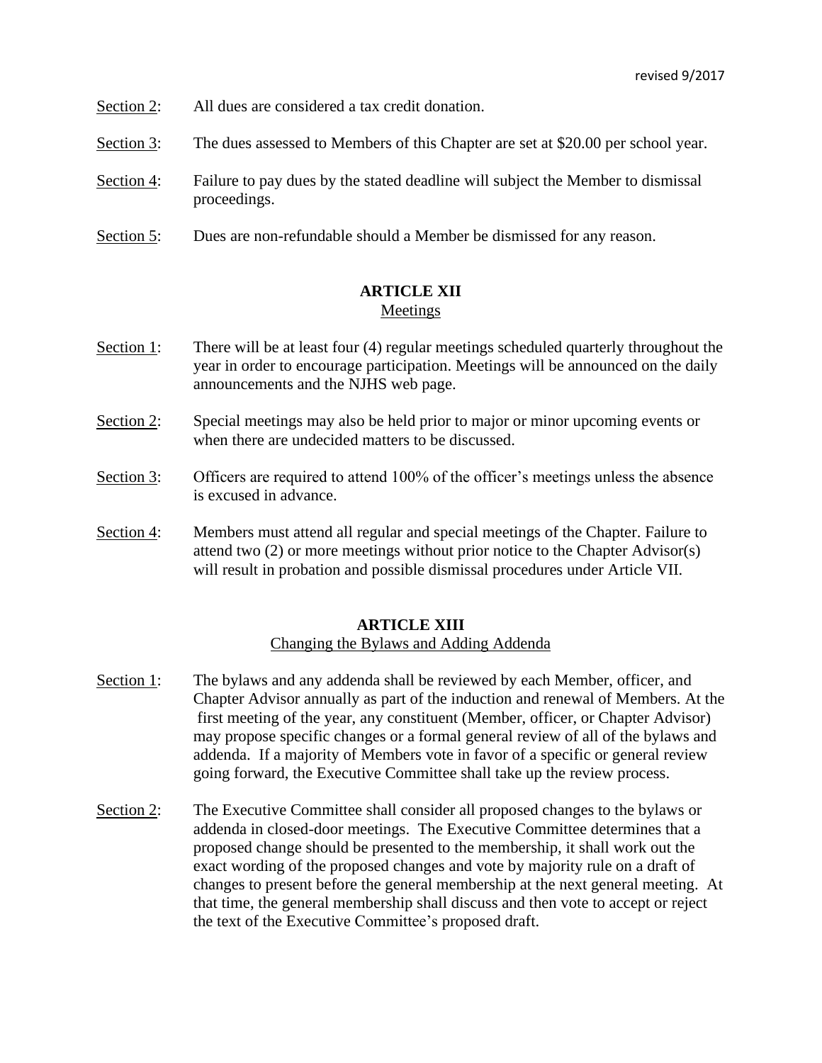<u>Section 2</u>: All dues are considered a tax credit donation.

<u>Section 3</u>: The dues assessed to Members of this Chapter are set at $20.00 per school year.

<u>Section 4</u>: Failure to pay dues by the stated deadline will subject the Member to dismissal proceedings.

<u>Section 5</u>: Dues are non-refundable should a Member be dismissed for any reason.

## ARTICLE XII
### <u>Meetings</u>

<u>Section 1</u>: There will be at least four (4) regular meetings scheduled quarterly throughout the year in order to encourage participation. Meetings will be announced on the daily announcements and the NJHS web page.

<u>Section 2</u>: Special meetings may also be held prior to major or minor upcoming events or when there are undecided matters to be discussed.

<u>Section 3</u>: Officers are required to attend 100% of the officer's meetings unless the absence is excused in advance.

<u>Section 4</u>: Members must attend all regular and special meetings of the Chapter. Failure to attend two (2) or more meetings without prior notice to the Chapter Advisor(s) will result in probation and possible dismissal procedures under Article VII.

## ARTICLE XIII
### <u>Changing the Bylaws and Adding Addenda</u>

<u>Section 1</u>: The bylaws and any addenda shall be reviewed by each Member, officer, and Chapter Advisor annually as part of the induction and renewal of Members. At the first meeting of the year, any constituent (Member, officer, or Chapter Advisor) may propose specific changes or a formal general review of all of the bylaws and addenda. If a majority of Members vote in favor of a specific or general review going forward, the Executive Committee shall take up the review process.

<u>Section 2</u>: The Executive Committee shall consider all proposed changes to the bylaws or addenda in closed-door meetings. The Executive Committee determines that a proposed change should be presented to the membership, it shall work out the exact wording of the proposed changes and vote by majority rule on a draft of changes to present before the general membership at the next general meeting. At that time, the general membership shall discuss and then vote to accept or reject the text of the Executive Committee's proposed draft.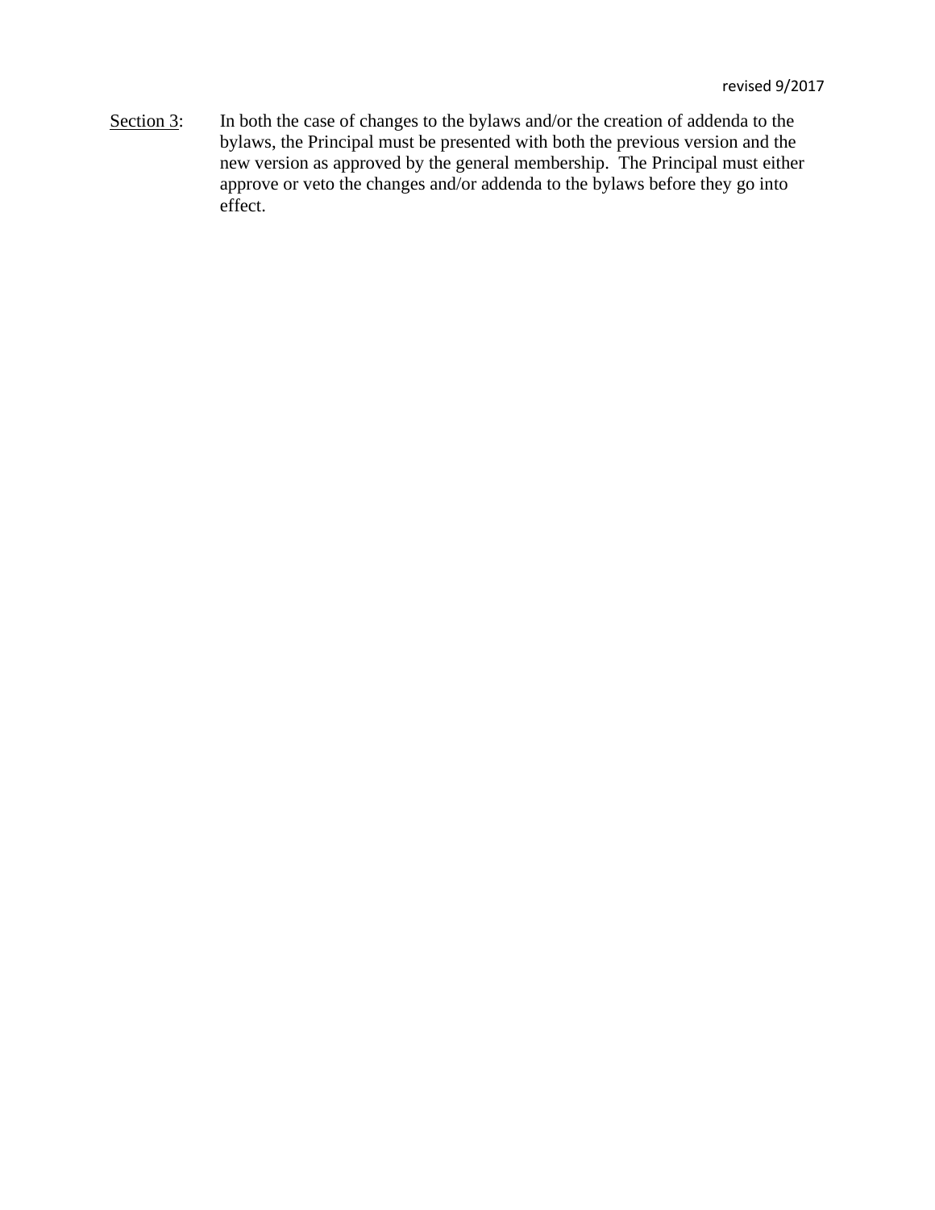<u>Section 3</u>: In both the case of changes to the bylaws and/or the creation of addenda to the bylaws, the Principal must be presented with both the previous version and the new version as approved by the general membership. The Principal must either approve or veto the changes and/or addenda to the bylaws before they go into effect.